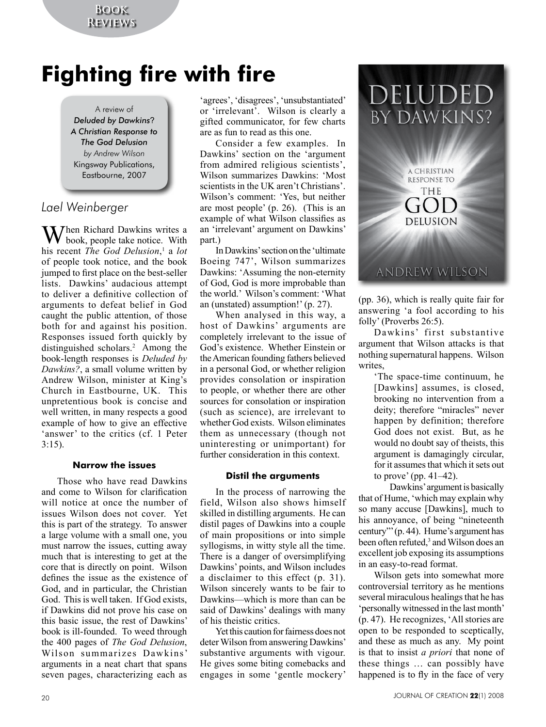# Fighting fire with fire

A review of
*Deluded by Dawkins?*
*A Christian Response to*
*The God Delusion*
*by Andrew Wilson*
Kingsway Publications,
Eastbourne, 2007

*Lael Weinberger*

When Richard Dawkins writes a book, people take notice. With his recent *The God Delusion*,[1] a *lot* of people took notice, and the book jumped to first place on the best-seller lists. Dawkins' audacious attempt to deliver a definitive collection of arguments to defeat belief in God caught the public attention, of those both for and against his position. Responses issued forth quickly by distinguished scholars.[2] Among the book-length responses is *Deluded by Dawkins?*, a small volume written by Andrew Wilson, minister at King's Church in Eastbourne, UK. This unpretentious book is concise and well written, in many respects a good example of how to give an effective 'answer' to the critics (cf. 1 Peter 3:15).

### Narrow the issues

Those who have read Dawkins and come to Wilson for clarification will notice at once the number of issues Wilson does not cover. Yet this is part of the strategy. To answer a large volume with a small one, you must narrow the issues, cutting away much that is interesting to get at the core that is directly on point. Wilson defines the issue as the existence of God, and in particular, the Christian God. This is well taken. If God exists, if Dawkins did not prove his case on this basic issue, the rest of Dawkins' book is ill-founded. To weed through the 400 pages of *The God Delusion*, Wilson summarizes Dawkins' arguments in a neat chart that spans seven pages, characterizing each as 'agrees', 'disagrees', 'unsubstantiated' or 'irrelevant'. Wilson is clearly a gifted communicator, for few charts are as fun to read as this one.

Consider a few examples. In Dawkins' section on the 'argument from admired religious scientists', Wilson summarizes Dawkins: 'Most scientists in the UK aren't Christians'. Wilson's comment: 'Yes, but neither are most people' (p. 26). (This is an example of what Wilson classifies as an 'irrelevant' argument on Dawkins' part.)

In Dawkins' section on the 'ultimate Boeing 747', Wilson summarizes Dawkins: 'Assuming the non-eternity of God, God is more improbable than the world.' Wilson's comment: 'What an (unstated) assumption!' (p. 27).

When analysed in this way, a host of Dawkins' arguments are completely irrelevant to the issue of God's existence. Whether Einstein or the American founding fathers believed in a personal God, or whether religion provides consolation or inspiration to people, or whether there are other sources for consolation or inspiration (such as science), are irrelevant to whether God exists. Wilson eliminates them as unnecessary (though not uninteresting or unimportant) for further consideration in this context.

### Distil the arguments

In the process of narrowing the field, Wilson also shows himself skilled in distilling arguments. He can distil pages of Dawkins into a couple of main propositions or into simple syllogisms, in witty style all the time. There is a danger of oversimplifying Dawkins' points, and Wilson includes a disclaimer to this effect (p. 31). Wilson sincerely wants to be fair to Dawkins—which is more than can be said of Dawkins' dealings with many of his theistic critics.

Yet this caution for fairness does not deter Wilson from answering Dawkins' substantive arguments with vigour. He gives some biting comebacks and engages in some 'gentle mockery' (pp. 36), which is really quite fair for answering 'a fool according to his folly' (Proverbs 26:5).

Dawkins' first substantive argument that Wilson attacks is that nothing supernatural happens. Wilson writes,

> 'The space-time continuum, he [Dawkins] assumes, is closed, brooking no intervention from a deity; therefore "miracles" never happen by definition; therefore God does not exist. But, as he would no doubt say of theists, this argument is damagingly circular, for it assumes that which it sets out to prove' (pp. 41–42).

Dawkins' argument is basically that of Hume, 'which may explain why so many accuse [Dawkins], much to his annoyance, of being "nineteenth century"' (p. 44). Hume's argument has been often refuted,[3] and Wilson does an excellent job exposing its assumptions in an easy-to-read format.

Wilson gets into somewhat more controversial territory as he mentions several miraculous healings that he has 'personally witnessed in the last month' (p. 47). He recognizes, 'All stories are open to be responded to sceptically, and these as much as any. My point is that to insist *a priori* that none of these things … can possibly have happened is to fly in the face of very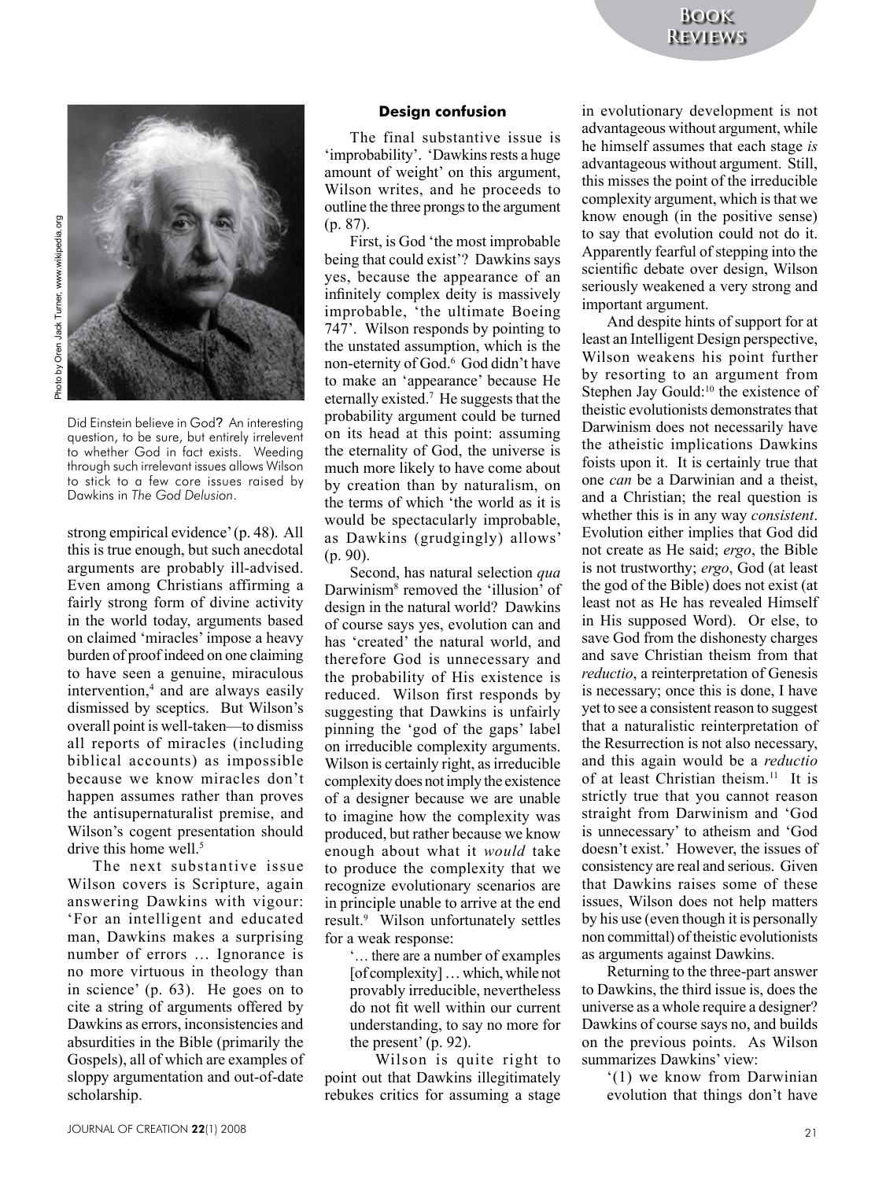Did Einstein believe in God? An interesting question, to be sure, but entirely irrelevent to whether God in fact exists. Weeding through such irrelevant issues allows Wilson to stick to a few core issues raised by Dawkins in *The God Delusion*.

strong empirical evidence' (p. 48). All this is true enough, but such anecdotal arguments are probably ill-advised. Even among Christians affirming a fairly strong form of divine activity in the world today, arguments based on claimed 'miracles' impose a heavy burden of proof indeed on one claiming to have seen a genuine, miraculous intervention,[4] and are always easily dismissed by sceptics. But Wilson's overall point is well-taken—to dismiss all reports of miracles (including biblical accounts) as impossible because we know miracles don't happen assumes rather than proves the antisupernaturalist premise, and Wilson's cogent presentation should drive this home well.[5]

The next substantive issue Wilson covers is Scripture, again answering Dawkins with vigour: 'For an intelligent and educated man, Dawkins makes a surprising number of errors … Ignorance is no more virtuous in theology than in science' (p. 63). He goes on to cite a string of arguments offered by Dawkins as errors, inconsistencies and absurdities in the Bible (primarily the Gospels), all of which are examples of sloppy argumentation and out-of-date scholarship.

### Design confusion

The final substantive issue is 'improbability'. 'Dawkins rests a huge amount of weight' on this argument, Wilson writes, and he proceeds to outline the three prongs to the argument (p. 87).

First, is God 'the most improbable being that could exist'? Dawkins says yes, because the appearance of an infinitely complex deity is massively improbable, 'the ultimate Boeing 747'. Wilson responds by pointing to the unstated assumption, which is the non-eternity of God.[6] God didn't have to make an 'appearance' because He eternally existed.[7] He suggests that the probability argument could be turned on its head at this point: assuming the eternality of God, the universe is much more likely to have come about by creation than by naturalism, on the terms of which 'the world as it is would be spectacularly improbable, as Dawkins (grudgingly) allows' (p. 90).

Second, has natural selection *qua* Darwinism[8] removed the 'illusion' of design in the natural world? Dawkins of course says yes, evolution can and has 'created' the natural world, and therefore God is unnecessary and the probability of His existence is reduced. Wilson first responds by suggesting that Dawkins is unfairly pinning the 'god of the gaps' label on irreducible complexity arguments. Wilson is certainly right, as irreducible complexity does not imply the existence of a designer because we are unable to imagine how the complexity was produced, but rather because we know enough about what it *would* take to produce the complexity that we recognize evolutionary scenarios are in principle unable to arrive at the end result.[9] Wilson unfortunately settles for a weak response:

> '… there are a number of examples [of complexity] … which, while not provably irreducible, nevertheless do not fit well within our current understanding, to say no more for the present' (p. 92).

Wilson is quite right to point out that Dawkins illegitimately rebukes critics for assuming a stage in evolutionary development is not advantageous without argument, while he himself assumes that each stage *is* advantageous without argument. Still, this misses the point of the irreducible complexity argument, which is that we know enough (in the positive sense) to say that evolution could not do it. Apparently fearful of stepping into the scientific debate over design, Wilson seriously weakened a very strong and important argument.

And despite hints of support for at least an Intelligent Design perspective, Wilson weakens his point further by resorting to an argument from Stephen Jay Gould:[10] the existence of theistic evolutionists demonstrates that Darwinism does not necessarily have the atheistic implications Dawkins foists upon it. It is certainly true that one *can* be a Darwinian and a theist, and a Christian; the real question is whether this is in any way *consistent*. Evolution either implies that God did not create as He said; *ergo*, the Bible is not trustworthy; *ergo*, God (at least the god of the Bible) does not exist (at least not as He has revealed Himself in His supposed Word). Or else, to save God from the dishonesty charges and save Christian theism from that *reductio*, a reinterpretation of Genesis is necessary; once this is done, I have yet to see a consistent reason to suggest that a naturalistic reinterpretation of the Resurrection is not also necessary, and this again would be a *reductio* of at least Christian theism.[11] It is strictly true that you cannot reason straight from Darwinism and 'God is unnecessary' to atheism and 'God doesn't exist.' However, the issues of consistency are real and serious. Given that Dawkins raises some of these issues, Wilson does not help matters by his use (even though it is personally non committal) of theistic evolutionists as arguments against Dawkins.

Returning to the three-part answer to Dawkins, the third issue is, does the universe as a whole require a designer? Dawkins of course says no, and builds on the previous points. As Wilson summarizes Dawkins' view:

> '(1) we know from Darwinian evolution that things don't have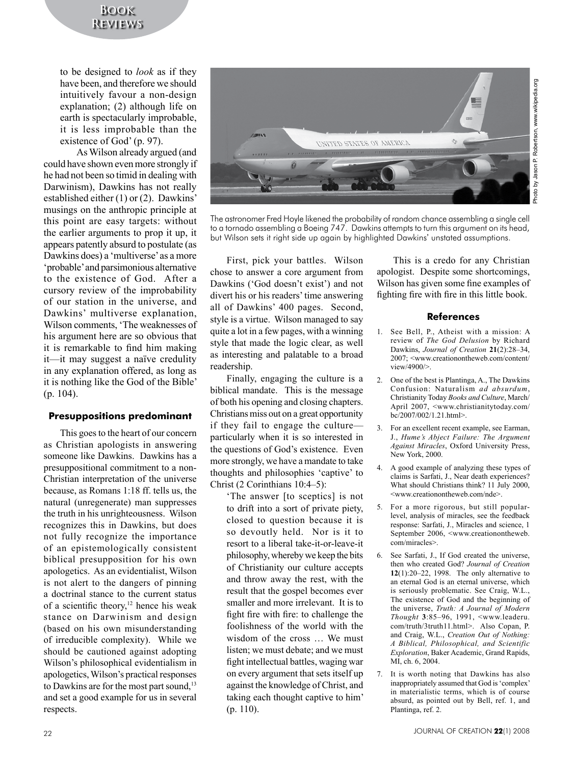to be designed to *look* as if they have been, and therefore we should intuitively favour a non-design explanation; (2) although life on earth is spectacularly improbable, it is less improbable than the existence of God' (p. 97).

As Wilson already argued (and could have shown even more strongly if he had not been so timid in dealing with Darwinism), Dawkins has not really established either (1) or (2). Dawkins' musings on the anthropic principle at this point are easy targets: without the earlier arguments to prop it up, it appears patently absurd to postulate (as Dawkins does) a 'multiverse' as a more 'probable' and parsimonious alternative to the existence of God. After a cursory review of the improbability of our station in the universe, and Dawkins' multiverse explanation, Wilson comments, 'The weaknesses of his argument here are so obvious that it is remarkable to find him making it—it may suggest a naïve credulity in any explanation offered, as long as it is nothing like the God of the Bible' (p. 104).

### Presuppositions predominant

This goes to the heart of our concern as Christian apologists in answering someone like Dawkins. Dawkins has a presuppositional commitment to a non-Christian interpretation of the universe because, as Romans 1:18 ff. tells us, the natural (unregenerate) man suppresses the truth in his unrighteousness. Wilson recognizes this in Dawkins, but does not fully recognize the importance of an epistemologically consistent biblical presupposition for his own apologetics. As an evidentialist, Wilson is not alert to the dangers of pinning a doctrinal stance to the current status of a scientific theory,[12] hence his weak stance on Darwinism and design (based on his own misunderstanding of irreducible complexity). While we should be cautioned against adopting Wilson's philosophical evidentialism in apologetics, Wilson's practical responses to Dawkins are for the most part sound,[13] and set a good example for us in several respects.

The astronomer Fred Hoyle likened the probability of random chance assembling a single cell to a tornado assembling a Boeing 747. Dawkins attempts to turn this argument on its head, but Wilson sets it right side up again by highlighted Dawkins' unstated assumptions.

Photo by Jason P. Robertson, www.wikipedia.org

First, pick your battles. Wilson chose to answer a core argument from Dawkins ('God doesn't exist') and not divert his or his readers' time answering all of Dawkins' 400 pages. Second, style is a virtue. Wilson managed to say quite a lot in a few pages, with a winning style that made the logic clear, as well as interesting and palatable to a broad readership.

Finally, engaging the culture is a biblical mandate. This is the message of both his opening and closing chapters. Christians miss out on a great opportunity if they fail to engage the culture—particularly when it is so interested in the questions of God's existence. Even more strongly, we have a mandate to take thoughts and philosophies 'captive' to Christ (2 Corinthians 10:4–5):

> 'The answer [to sceptics] is not to drift into a sort of private piety, closed to question because it is so devoutly held. Nor is it to resort to a liberal take-it-or-leave-it philosophy, whereby we keep the bits of Christianity our culture accepts and throw away the rest, with the result that the gospel becomes ever smaller and more irrelevant. It is to fight fire with fire: to challenge the foolishness of the world with the wisdom of the cross … We must listen; we must debate; and we must fight intellectual battles, waging war on every argument that sets itself up against the knowledge of Christ, and taking each thought captive to him' (p. 110).

This is a credo for any Christian apologist. Despite some shortcomings, Wilson has given some fine examples of fighting fire with fire in this little book.

### References

1. See Bell, P., Atheist with a mission: A review of *The God Delusion* by Richard Dawkins, *Journal of Creation* **21**(2):28–34, 2007; <www.creationontheweb.com/content/view/4900/>.
2. One of the best is Plantinga, A., The Dawkins Confusion: Naturalism *ad absurdum*, Christianity Today *Books and Culture*, March/April 2007, <www.christianitytoday.com/bc/2007/002/1.21.html>.
3. For an excellent recent example, see Earman, J., *Hume's Abject Failure: The Argument Against Miracles*, Oxford University Press, New York, 2000.
4. A good example of analyzing these types of claims is Sarfati, J., Near death experiences? What should Christians think? 11 July 2000, <www.creationontheweb.com/nde>.
5. For a more rigorous, but still popular-level, analysis of miracles, see the feedback response: Sarfati, J., Miracles and science, 1 September 2006, <www.creationontheweb.com/miracles>.
6. See Sarfati, J., If God created the universe, then who created God? *Journal of Creation* **12**(1):20–22, 1998. The only alternative to an eternal God is an eternal universe, which is seriously problematic. See Craig, W.L., The existence of God and the beginning of the universe, *Truth: A Journal of Modern Thought* **3**:85–96, 1991, <www.leaderu.com/truth/3truth11.html>. Also Copan, P. and Craig, W.L., *Creation Out of Nothing: A Biblical, Philosophical, and Scientific Exploration*, Baker Academic, Grand Rapids, MI, ch. 6, 2004.
7. It is worth noting that Dawkins has also inappropriately assumed that God is 'complex' in materialistic terms, which is of course absurd, as pointed out by Bell, ref. 1, and Plantinga, ref. 2.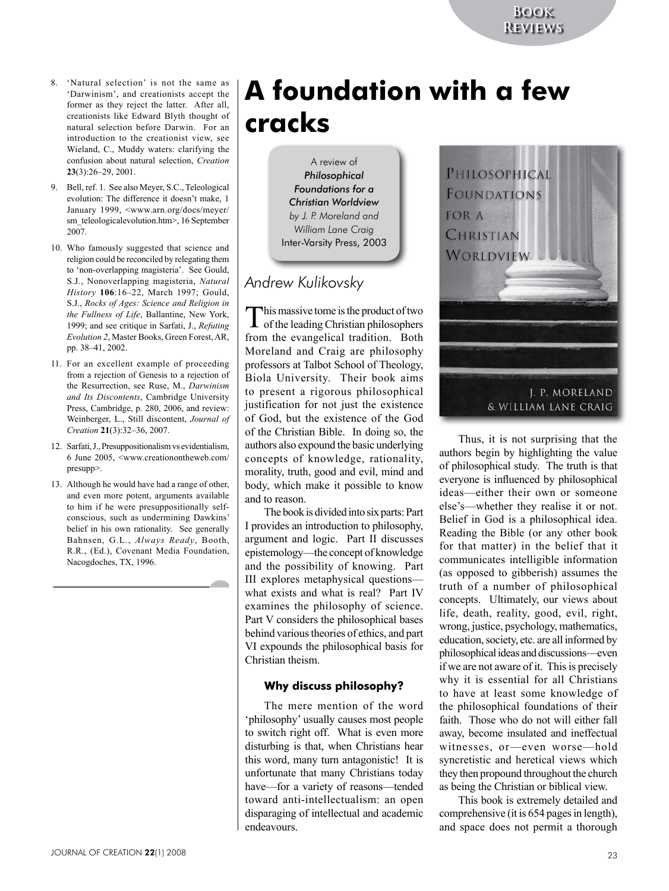8. 'Natural selection' is not the same as 'Darwinism', and creationists accept the former as they reject the latter. After all, creationists like Edward Blyth thought of natural selection before Darwin. For an introduction to the creationist view, see Wieland, C., Muddy waters: clarifying the confusion about natural selection, *Creation* **23**(3):26–29, 2001.
9. Bell, ref. 1. See also Meyer, S.C., Teleological evolution: The difference it doesn't make, 1 January 1999, <www.arn.org/docs/meyer/sm_teleologicalevolution.htm>, 16 September 2007.
10. Who famously suggested that science and religion could be reconciled by relegating them to 'non-overlapping magisteria'. See Gould, S.J., Nonoverlapping magisteria, *Natural History* **106**:16–22, March 1997; Gould, S.J., *Rocks of Ages: Science and Religion in the Fullness of Life*, Ballantine, New York, 1999; and see critique in Sarfati, J., *Refuting Evolution 2*, Master Books, Green Forest, AR, pp. 38–41, 2002.
11. For an excellent example of proceeding from a rejection of Genesis to a rejection of the Resurrection, see Ruse, M., *Darwinism and Its Discontents*, Cambridge University Press, Cambridge, p. 280, 2006, and review: Weinberger, L., Still discontent, *Journal of Creation* **21**(3):32–36, 2007.
12. Sarfati, J., Presuppositionalism vs evidentialism, 6 June 2005, <www.creationontheweb.com/presupp>.
13. Although he would have had a range of other, and even more potent, arguments available to him if he were presuppositionally self-conscious, such as undermining Dawkins' belief in his own rationality. See generally Bahnsen, G.L., *Always Ready*, Booth, R.R., (Ed.), Covenant Media Foundation, Nacogdoches, TX, 1996.

# A foundation with a few cracks

A review of
***Philosophical Foundations for a Christian Worldview***
*by J. P. Moreland and William Lane Craig*
Inter-Varsity Press, 2003

*Andrew Kulikovsky*

This massive tome is the product of two of the leading Christian philosophers from the evangelical tradition. Both Moreland and Craig are philosophy professors at Talbot School of Theology, Biola University. Their book aims to present a rigorous philosophical justification for not just the existence of God, but the existence of the God of the Christian Bible. In doing so, the authors also expound the basic underlying concepts of knowledge, rationality, morality, truth, good and evil, mind and body, which make it possible to know and to reason.

The book is divided into six parts: Part I provides an introduction to philosophy, argument and logic. Part II discusses epistemology—the concept of knowledge and the possibility of knowing. Part III explores metaphysical questions—what exists and what is real? Part IV examines the philosophy of science. Part V considers the philosophical bases behind various theories of ethics, and part VI expounds the philosophical basis for Christian theism.

### Why discuss philosophy?

The mere mention of the word 'philosophy' usually causes most people to switch right off. What is even more disturbing is that, when Christians hear this word, many turn antagonistic! It is unfortunate that many Christians today have—for a variety of reasons—tended toward anti-intellectualism: an open disparaging of intellectual and academic endeavours.

Thus, it is not surprising that the authors begin by highlighting the value of philosophical study. The truth is that everyone is influenced by philosophical ideas—either their own or someone else's—whether they realise it or not. Belief in God is a philosophical idea. Reading the Bible (or any other book for that matter) in the belief that it communicates intelligible information (as opposed to gibberish) assumes the truth of a number of philosophical concepts. Ultimately, our views about life, death, reality, good, evil, right, wrong, justice, psychology, mathematics, education, society, etc. are all informed by philosophical ideas and discussions—even if we are not aware of it. This is precisely why it is essential for all Christians to have at least some knowledge of the philosophical foundations of their faith. Those who do not will either fall away, become insulated and ineffectual witnesses, or—even worse—hold syncretistic and heretical views which they then propound throughout the church as being the Christian or biblical view.

This book is extremely detailed and comprehensive (it is 654 pages in length), and space does not permit a thorough